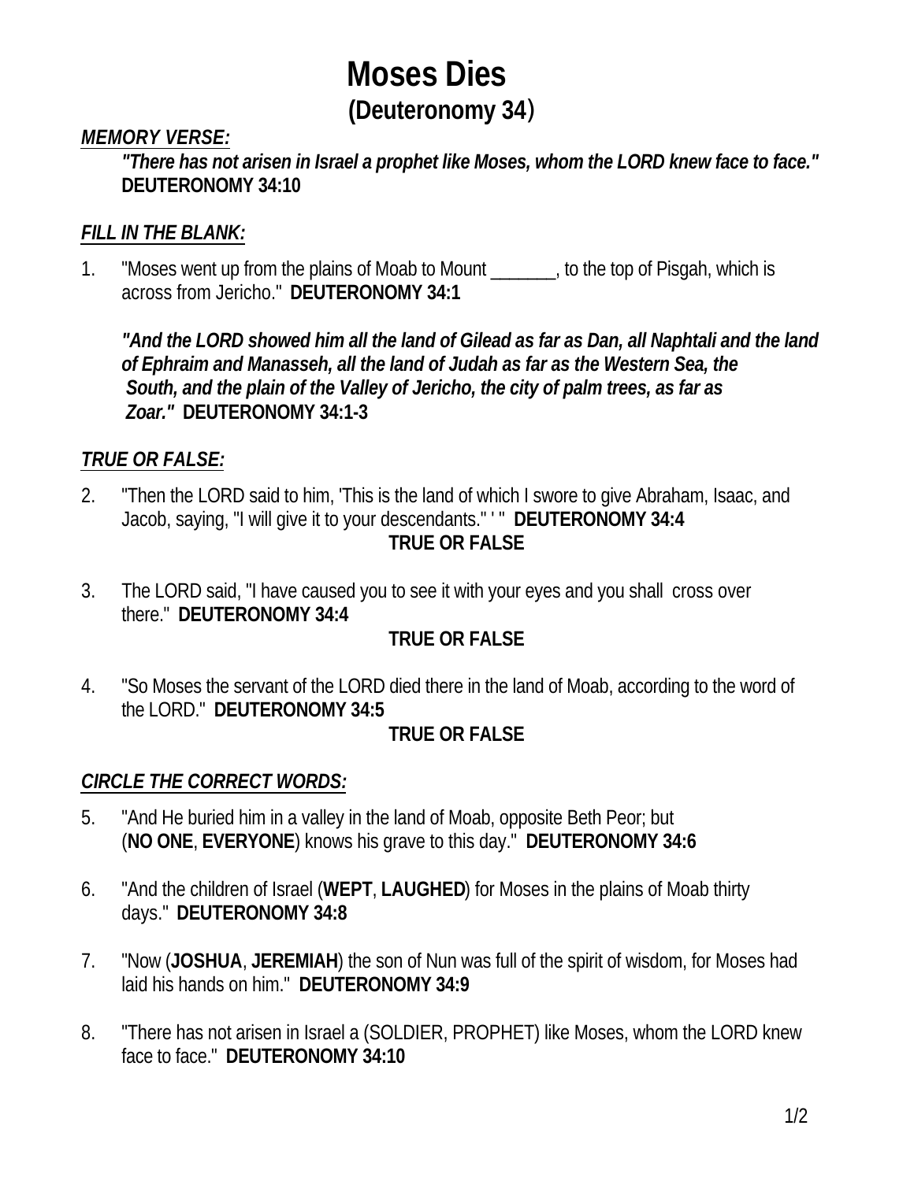# Moses Dies

## (Deuteronomy 34)

***MEMORY VERSE:***

> ***"There has not arisen in Israel a prophet like Moses, whom the LORD knew face to face."***
> **DEUTERONOMY 34:10**

***FILL IN THE BLANK:***

1. "Moses went up from the plains of Moab to Mount _______, to the top of Pisgah, which is across from Jericho." **DEUTERONOMY 34:1**

   ***"And the LORD showed him all the land of Gilead as far as Dan, all Naphtali and the land of Ephraim and Manasseh, all the land of Judah as far as the Western Sea, the South, and the plain of the Valley of Jericho, the city of palm trees, as far as Zoar."*** **DEUTERONOMY 34:1-3**

***TRUE OR FALSE:***

2. "Then the LORD said to him, 'This is the land of which I swore to give Abraham, Isaac, and Jacob, saying, "I will give it to your descendants." ' " **DEUTERONOMY 34:4**

   **TRUE OR FALSE**

3. The LORD said, "I have caused you to see it with your eyes and you shall cross over there." **DEUTERONOMY 34:4**

   **TRUE OR FALSE**

4. "So Moses the servant of the LORD died there in the land of Moab, according to the word of the LORD." **DEUTERONOMY 34:5**

   **TRUE OR FALSE**

***CIRCLE THE CORRECT WORDS:***

5. "And He buried him in a valley in the land of Moab, opposite Beth Peor; but (**NO ONE**, **EVERYONE**) knows his grave to this day." **DEUTERONOMY 34:6**

6. "And the children of Israel (**WEPT**, **LAUGHED**) for Moses in the plains of Moab thirty days." **DEUTERONOMY 34:8**

7. "Now (**JOSHUA**, **JEREMIAH**) the son of Nun was full of the spirit of wisdom, for Moses had laid his hands on him." **DEUTERONOMY 34:9**

8. "There has not arisen in Israel a (SOLDIER, PROPHET) like Moses, whom the LORD knew face to face." **DEUTERONOMY 34:10**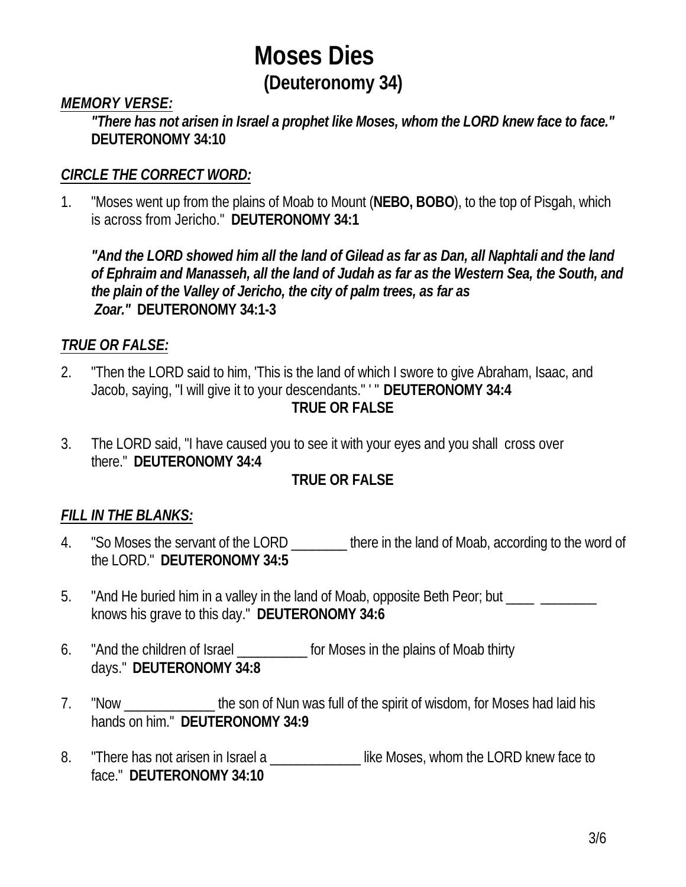# Moses Dies

## (Deuteronomy 34)

***MEMORY VERSE:***

***"There has not arisen in Israel a prophet like Moses, whom the LORD knew face to face."*** **DEUTERONOMY 34:10**

***CIRCLE THE CORRECT WORD:***

1. "Moses went up from the plains of Moab to Mount (**NEBO, BOBO**), to the top of Pisgah, which is across from Jericho." **DEUTERONOMY 34:1**

   ***"And the LORD showed him all the land of Gilead as far as Dan, all Naphtali and the land of Ephraim and Manasseh, all the land of Judah as far as the Western Sea, the South, and the plain of the Valley of Jericho, the city of palm trees, as far as Zoar."*** **DEUTERONOMY 34:1-3**

***TRUE OR FALSE:***

2. "Then the LORD said to him, 'This is the land of which I swore to give Abraham, Isaac, and Jacob, saying, "I will give it to your descendants." ' " **DEUTERONOMY 34:4**

   **TRUE OR FALSE**

3. The LORD said, "I have caused you to see it with your eyes and you shall cross over there." **DEUTERONOMY 34:4**

   **TRUE OR FALSE**

***FILL IN THE BLANKS:***

4. "So Moses the servant of the LORD ________ there in the land of Moab, according to the word of the LORD." **DEUTERONOMY 34:5**

5. "And He buried him in a valley in the land of Moab, opposite Beth Peor; but ____ ________ knows his grave to this day." **DEUTERONOMY 34:6**

6. "And the children of Israel __________ for Moses in the plains of Moab thirty days." **DEUTERONOMY 34:8**

7. "Now _____________ the son of Nun was full of the spirit of wisdom, for Moses had laid his hands on him." **DEUTERONOMY 34:9**

8. "There has not arisen in Israel a _____________ like Moses, whom the LORD knew face to face." **DEUTERONOMY 34:10**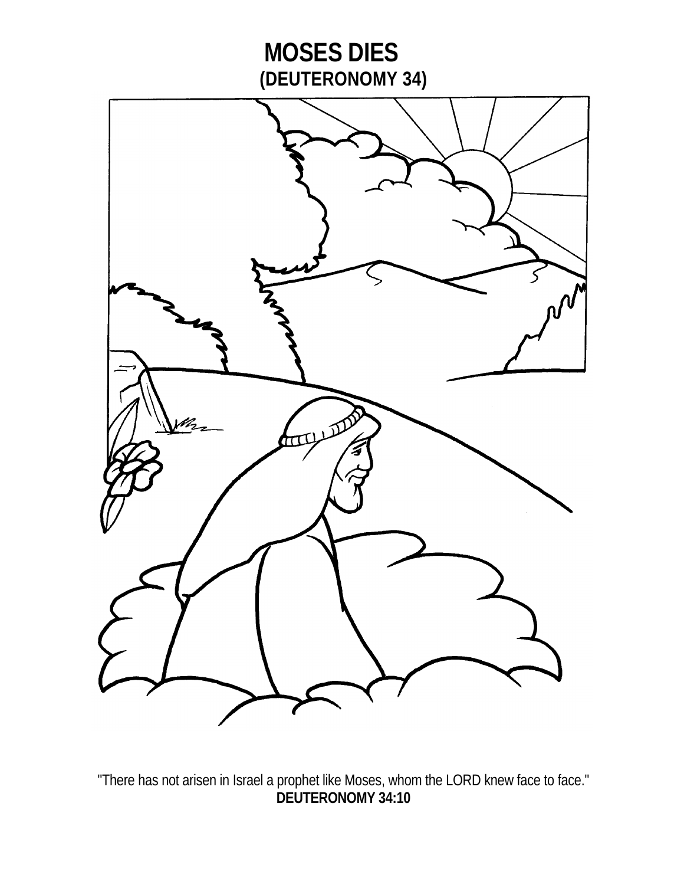# MOSES DIES
## (DEUTERONOMY 34)

"There has not arisen in Israel a prophet like Moses, whom the LORD knew face to face."
**DEUTERONOMY 34:10**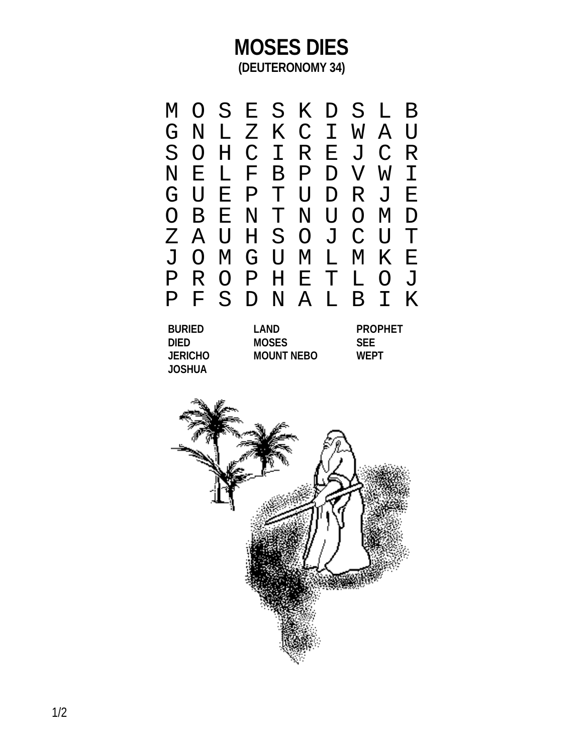# MOSES DIES

**(DEUTERONOMY 34)**

```
M O S E S K D S L B
G N L Z K C I W A U
S O H C I R E J C R
N E L F B P D V W I
G U E P T U D R J E
O B E N T N U O M D
Z A U H S O J C U T
J O M G U M L M K E
P R O P H E T L O J
P F S D N A L B I K
```

| | | |
|---|---|---|
| **BURIED** | **LAND** | **PROPHET** |
| **DIED** | **MOSES** | **SEE** |
| **JERICHO** | **MOUNT NEBO** | **WEPT** |
| **JOSHUA** | | |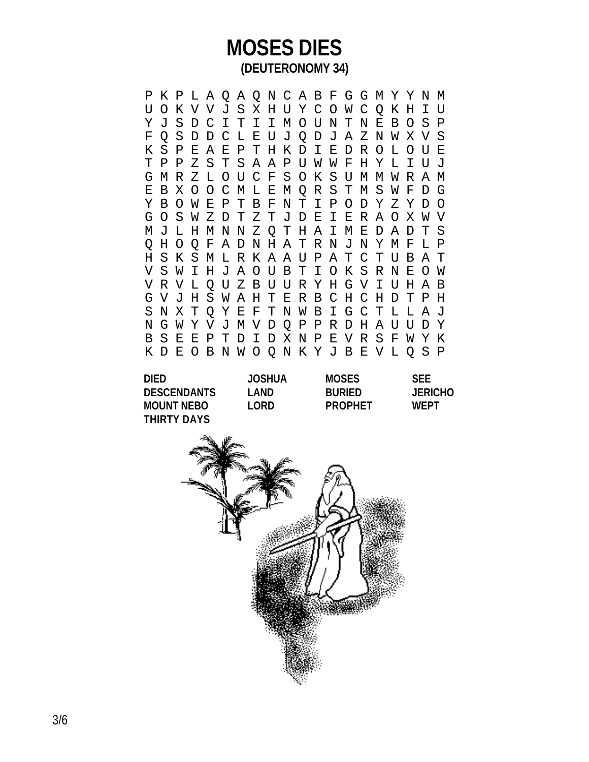# MOSES DIES

**(DEUTERONOMY 34)**

```
P K P L A Q A Q N C A B F G G M Y Y N M
U O K V V J S X H U Y C O W C Q K H I U
Y J S D C I T I I M O U N T N E B O S P
F Q S D D C L E U J Q D J A Z N W X V S
K S P E A E P T H K D I E D R O L O U E
T P P Z S T S A A P U W W F H Y L I U J
G M R Z L O U C F S O K S U M M W R A M
E B X O O C M L E M Q R S T M S W F D G
Y B O W E P T B F N T I P O D Y Z Y D O
G O S W Z D T Z T J D E I E R A O X W V
M J L H M N N Z Q T H A I M E D A D T S
Q H O Q F A D N H A T R N J N Y M F L P
H S K S M L R K A A U P A T C T U B A T
V S W I H J A O U B T I O K S R N E O W
V R V L Q U Z B U U R Y H G V I U H A B
G V J H S W A H T E R B C H C H D T P H
S N X T Q Y E F T N W B I G C T L L A J
N G W Y V J M V D Q P P R D H A U U D Y
B S E E P T D I D X N P E V R S F W Y K
K D E O B N W O Q N K Y J B E V L Q S P
```

| | | | |
|---|---|---|---|
| **DIED** | **JOSHUA** | **MOSES** | **SEE** |
| **DESCENDANTS** | **LAND** | **BURIED** | **JERICHO** |
| **MOUNT NEBO** | **LORD** | **PROPHET** | **WEPT** |
| **THIRTY DAYS** | | | |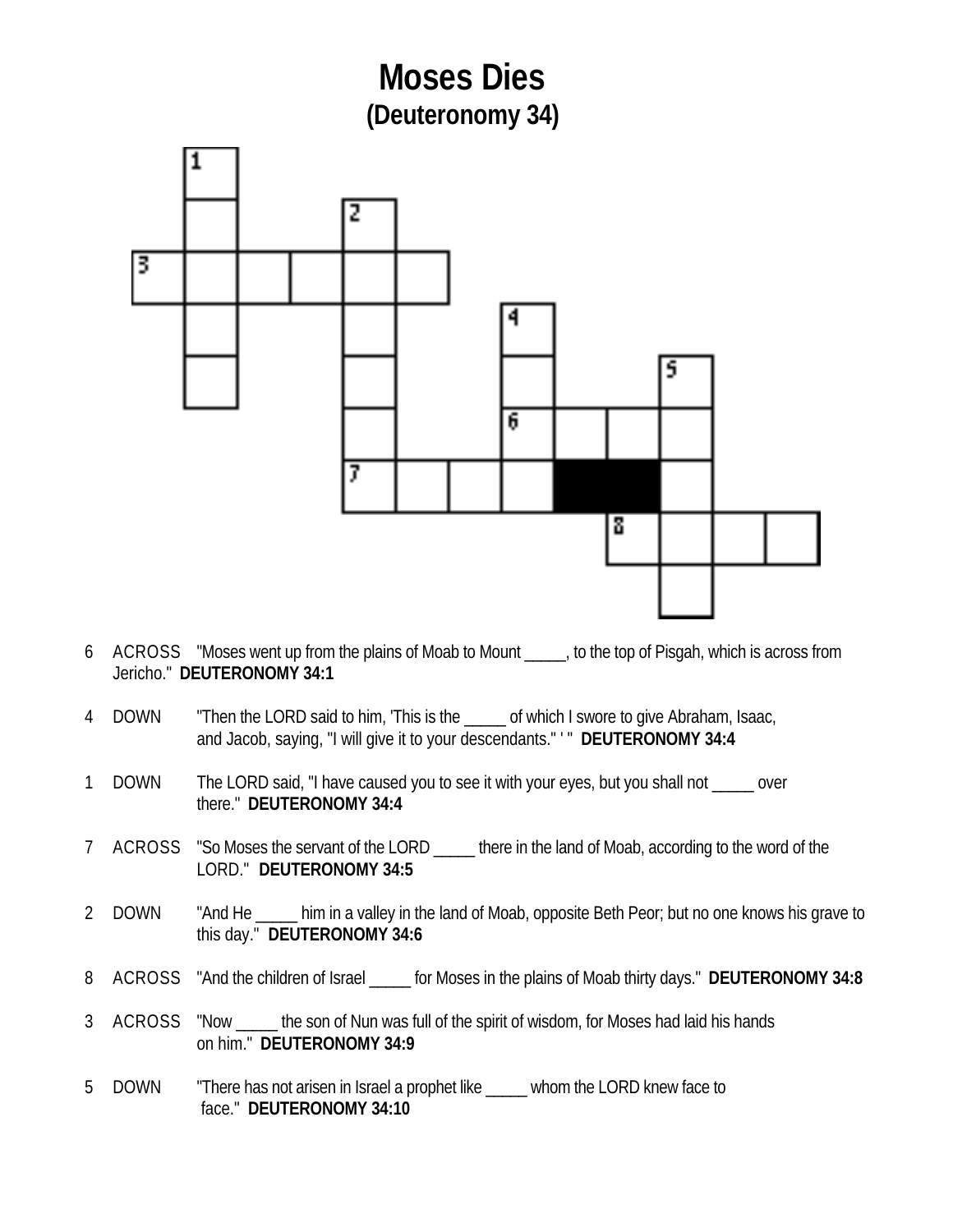# Moses Dies
## (Deuteronomy 34)

6 ACROSS "Moses went up from the plains of Moab to Mount _____, to the top of Pisgah, which is across from Jericho." **DEUTERONOMY 34:1**

4 DOWN "Then the LORD said to him, 'This is the _____ of which I swore to give Abraham, Isaac, and Jacob, saying, "I will give it to your descendants." ' " **DEUTERONOMY 34:4**

1 DOWN The LORD said, "I have caused you to see it with your eyes, but you shall not _____ over there." **DEUTERONOMY 34:4**

7 ACROSS "So Moses the servant of the LORD _____ there in the land of Moab, according to the word of the LORD." **DEUTERONOMY 34:5**

2 DOWN "And He _____ him in a valley in the land of Moab, opposite Beth Peor; but no one knows his grave to this day." **DEUTERONOMY 34:6**

8 ACROSS "And the children of Israel _____ for Moses in the plains of Moab thirty days." **DEUTERONOMY 34:8**

3 ACROSS "Now _____ the son of Nun was full of the spirit of wisdom, for Moses had laid his hands on him." **DEUTERONOMY 34:9**

5 DOWN "There has not arisen in Israel a prophet like _____ whom the LORD knew face to face." **DEUTERONOMY 34:10**